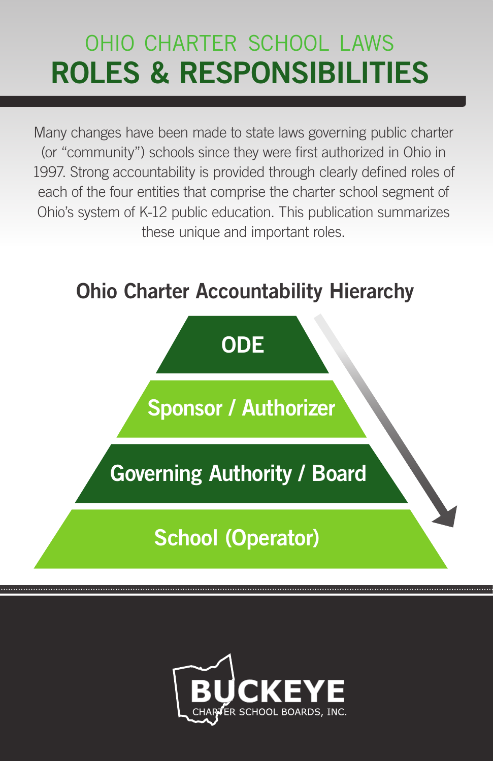OHIO CHARTER SCHOOL LAWS

# ROLES & RESPONSIBILITIES

Many changes have been made to state laws governing public charter (or "community") schools since they were first authorized in Ohio in 1997. Strong accountability is provided through clearly defined roles of each of the four entities that comprise the charter school segment of Ohio's system of K-12 public education. This publication summarizes these unique and important roles.

## Ohio Charter Accountability Hierarchy

- ODE
- Sponsor / Authorizer
- Governing Authority / Board
- School (Operator)

BUCKEYE CHARTER SCHOOL BOARDS, INC.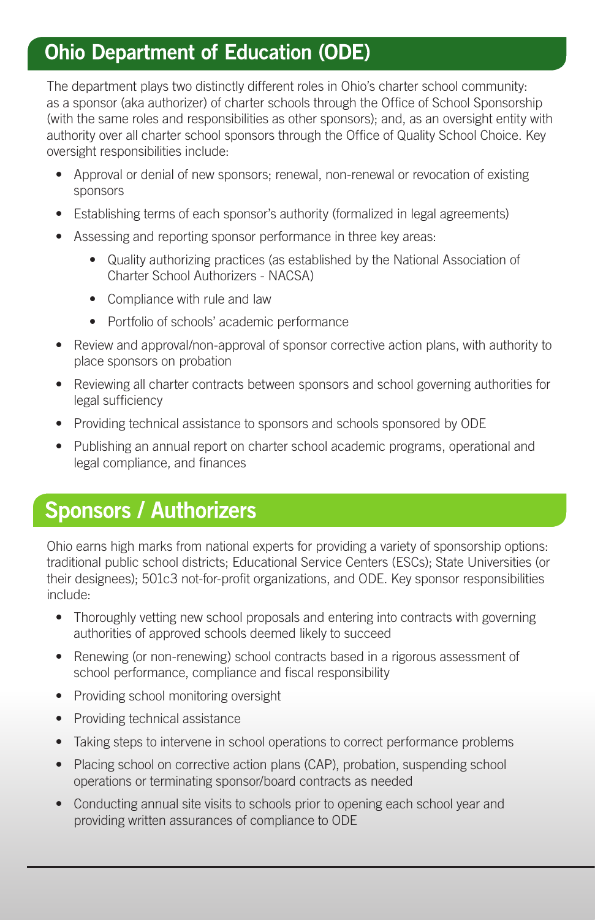## Ohio Department of Education (ODE)

The department plays two distinctly different roles in Ohio's charter school community: as a sponsor (aka authorizer) of charter schools through the Office of School Sponsorship (with the same roles and responsibilities as other sponsors); and, as an oversight entity with authority over all charter school sponsors through the Office of Quality School Choice. Key oversight responsibilities include:

- Approval or denial of new sponsors; renewal, non-renewal or revocation of existing sponsors
- Establishing terms of each sponsor's authority (formalized in legal agreements)
- Assessing and reporting sponsor performance in three key areas:
  - Quality authorizing practices (as established by the National Association of Charter School Authorizers - NACSA)
  - Compliance with rule and law
  - Portfolio of schools' academic performance
- Review and approval/non-approval of sponsor corrective action plans, with authority to place sponsors on probation
- Reviewing all charter contracts between sponsors and school governing authorities for legal sufficiency
- Providing technical assistance to sponsors and schools sponsored by ODE
- Publishing an annual report on charter school academic programs, operational and legal compliance, and finances

## Sponsors / Authorizers

Ohio earns high marks from national experts for providing a variety of sponsorship options: traditional public school districts; Educational Service Centers (ESCs); State Universities (or their designees); 501c3 not-for-profit organizations, and ODE. Key sponsor responsibilities include:

- Thoroughly vetting new school proposals and entering into contracts with governing authorities of approved schools deemed likely to succeed
- Renewing (or non-renewing) school contracts based in a rigorous assessment of school performance, compliance and fiscal responsibility
- Providing school monitoring oversight
- Providing technical assistance
- Taking steps to intervene in school operations to correct performance problems
- Placing school on corrective action plans (CAP), probation, suspending school operations or terminating sponsor/board contracts as needed
- Conducting annual site visits to schools prior to opening each school year and providing written assurances of compliance to ODE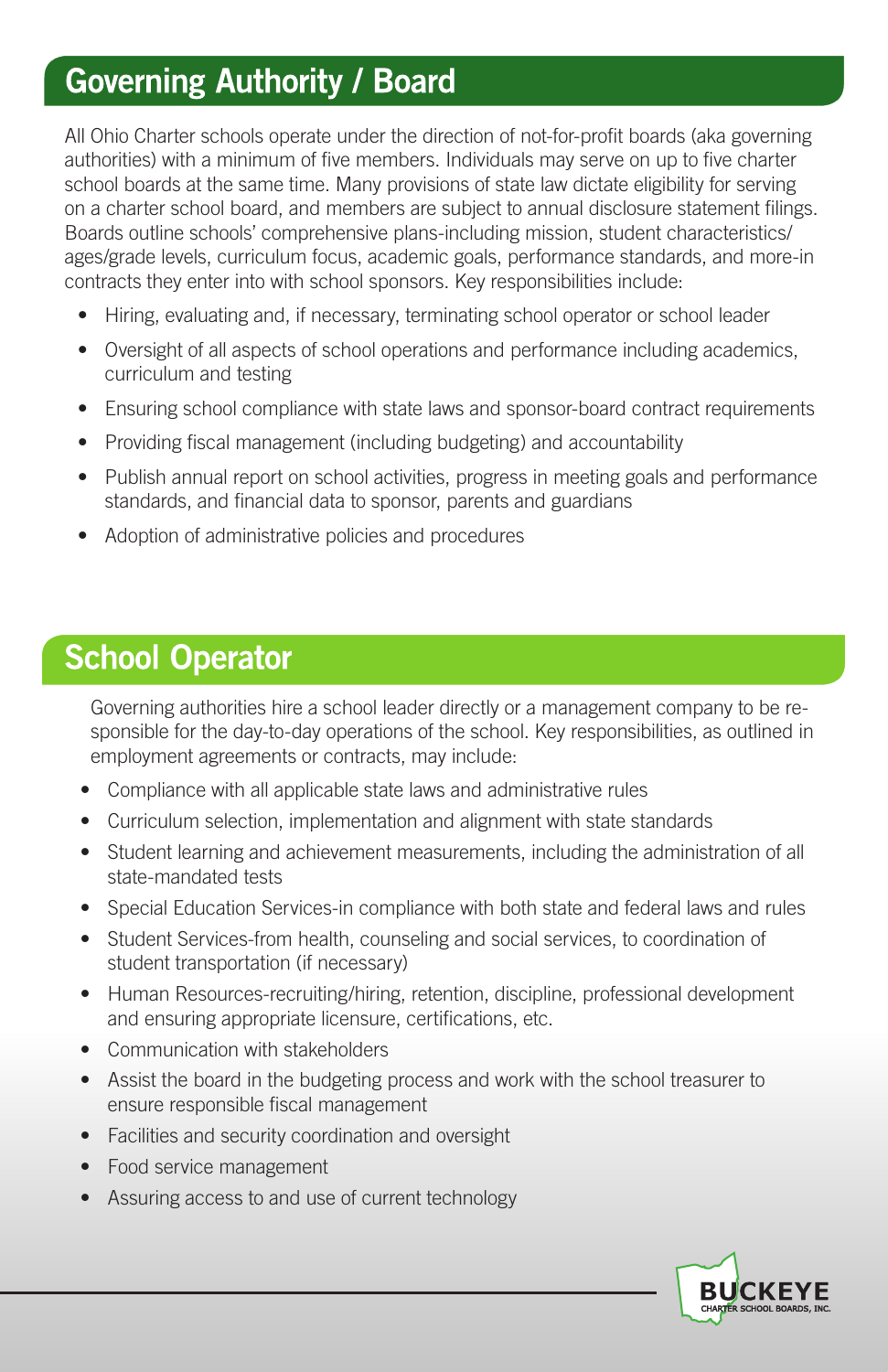## Governing Authority / Board

All Ohio Charter schools operate under the direction of not-for-profit boards (aka governing authorities) with a minimum of five members. Individuals may serve on up to five charter school boards at the same time. Many provisions of state law dictate eligibility for serving on a charter school board, and members are subject to annual disclosure statement filings. Boards outline schools' comprehensive plans-including mission, student characteristics/ ages/grade levels, curriculum focus, academic goals, performance standards, and more-in contracts they enter into with school sponsors. Key responsibilities include:

- Hiring, evaluating and, if necessary, terminating school operator or school leader
- Oversight of all aspects of school operations and performance including academics, curriculum and testing
- Ensuring school compliance with state laws and sponsor-board contract requirements
- Providing fiscal management (including budgeting) and accountability
- Publish annual report on school activities, progress in meeting goals and performance standards, and financial data to sponsor, parents and guardians
- Adoption of administrative policies and procedures

## School Operator

Governing authorities hire a school leader directly or a management company to be responsible for the day-to-day operations of the school. Key responsibilities, as outlined in employment agreements or contracts, may include:

- Compliance with all applicable state laws and administrative rules
- Curriculum selection, implementation and alignment with state standards
- Student learning and achievement measurements, including the administration of all state-mandated tests
- Special Education Services-in compliance with both state and federal laws and rules
- Student Services-from health, counseling and social services, to coordination of student transportation (if necessary)
- Human Resources-recruiting/hiring, retention, discipline, professional development and ensuring appropriate licensure, certifications, etc.
- Communication with stakeholders
- Assist the board in the budgeting process and work with the school treasurer to ensure responsible fiscal management
- Facilities and security coordination and oversight
- Food service management
- Assuring access to and use of current technology

BUCKEYE CHARTER SCHOOL BOARDS, INC.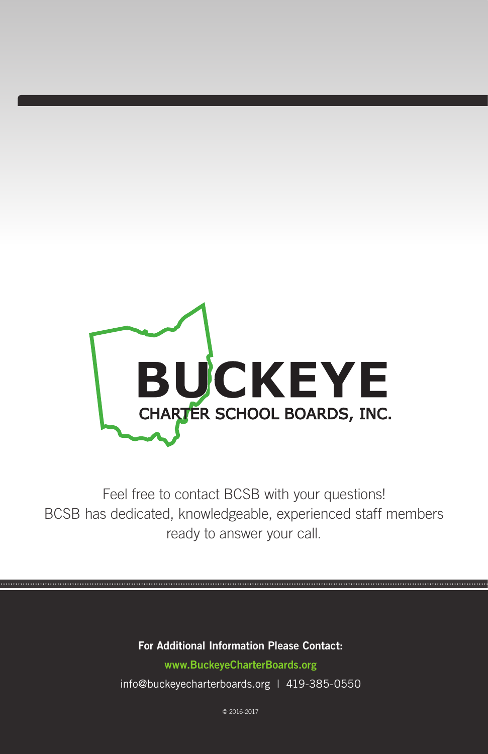BUCKEYE

CHARTER SCHOOL BOARDS, INC.

Feel free to contact BCSB with your questions!
BCSB has dedicated, knowledgeable, experienced staff members ready to answer your call.

**For Additional Information Please Contact:**

**www.BuckeyeCharterBoards.org**

info@buckeyecharterboards.org | 419-385-0550

© 2016-2017